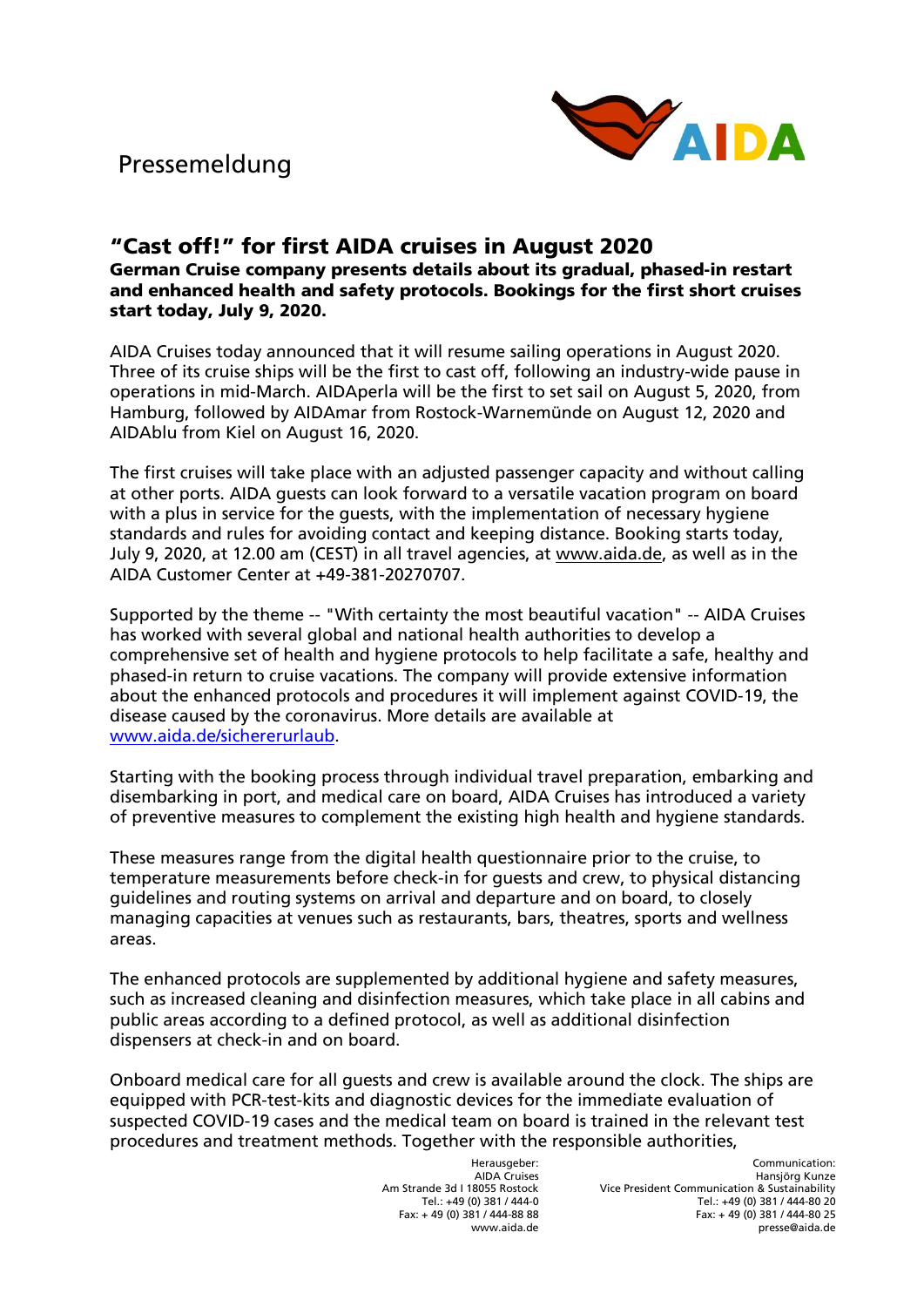Pressemeldung

# "Cast off!" for first AIDA cruises in August 2020

**German Cruise company presents details about its gradual, phased-in restart and enhanced health and safety protocols. Bookings for the first short cruises start today, July 9, 2020.**

AIDA Cruises today announced that it will resume sailing operations in August 2020. Three of its cruise ships will be the first to cast off, following an industry-wide pause in operations in mid-March. AIDAperla will be the first to set sail on August 5, 2020, from Hamburg, followed by AIDAmar from Rostock-Warnemünde on August 12, 2020 and AIDAblu from Kiel on August 16, 2020.

The first cruises will take place with an adjusted passenger capacity and without calling at other ports. AIDA guests can look forward to a versatile vacation program on board with a plus in service for the guests, with the implementation of necessary hygiene standards and rules for avoiding contact and keeping distance. Booking starts today, July 9, 2020, at 12.00 am (CEST) in all travel agencies, at www.aida.de, as well as in the AIDA Customer Center at +49-381-20270707.

Supported by the theme -- "With certainty the most beautiful vacation" -- AIDA Cruises has worked with several global and national health authorities to develop a comprehensive set of health and hygiene protocols to help facilitate a safe, healthy and phased-in return to cruise vacations. The company will provide extensive information about the enhanced protocols and procedures it will implement against COVID-19, the disease caused by the coronavirus. More details are available at www.aida.de/sichererurlaub.

Starting with the booking process through individual travel preparation, embarking and disembarking in port, and medical care on board, AIDA Cruises has introduced a variety of preventive measures to complement the existing high health and hygiene standards.

These measures range from the digital health questionnaire prior to the cruise, to temperature measurements before check-in for guests and crew, to physical distancing guidelines and routing systems on arrival and departure and on board, to closely managing capacities at venues such as restaurants, bars, theatres, sports and wellness areas.

The enhanced protocols are supplemented by additional hygiene and safety measures, such as increased cleaning and disinfection measures, which take place in all cabins and public areas according to a defined protocol, as well as additional disinfection dispensers at check-in and on board.

Onboard medical care for all guests and crew is available around the clock. The ships are equipped with PCR-test-kits and diagnostic devices for the immediate evaluation of suspected COVID-19 cases and the medical team on board is trained in the relevant test procedures and treatment methods. Together with the responsible authorities,

Herausgeber:
AIDA Cruises
Am Strande 3d I 18055 Rostock
Tel.: +49 (0) 381 / 444-0
Fax: + 49 (0) 381 / 444-88 88
www.aida.de

Communication:
Hansjörg Kunze
Vice President Communication & Sustainability
Tel.: +49 (0) 381 / 444-80 20
Fax: + 49 (0) 381 / 444-80 25
presse@aida.de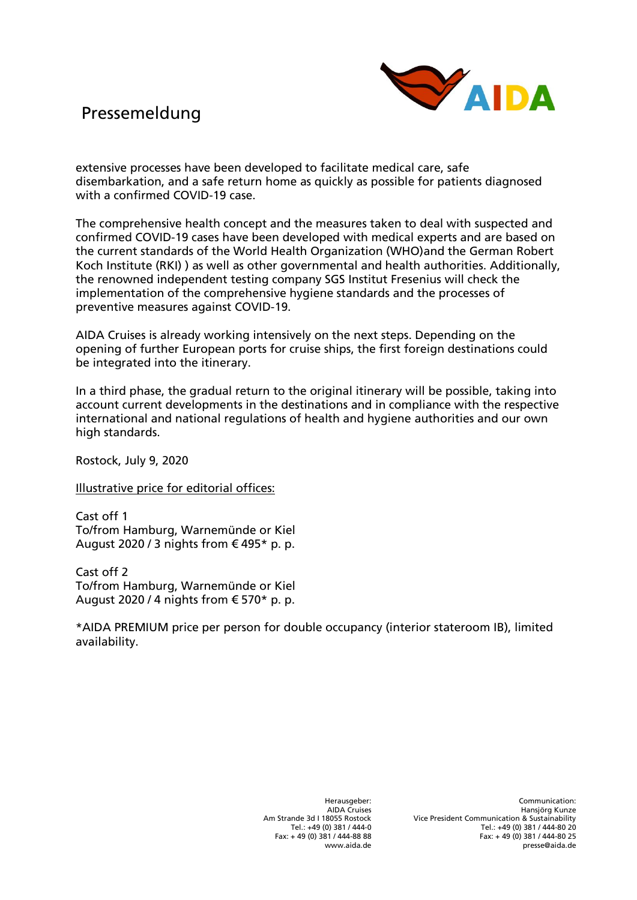extensive processes have been developed to facilitate medical care, safe disembarkation, and a safe return home as quickly as possible for patients diagnosed with a confirmed COVID-19 case.

The comprehensive health concept and the measures taken to deal with suspected and confirmed COVID-19 cases have been developed with medical experts and are based on the current standards of the World Health Organization (WHO)and the German Robert Koch Institute (RKI) ) as well as other governmental and health authorities. Additionally, the renowned independent testing company SGS Institut Fresenius will check the implementation of the comprehensive hygiene standards and the processes of preventive measures against COVID-19.

AIDA Cruises is already working intensively on the next steps. Depending on the opening of further European ports for cruise ships, the first foreign destinations could be integrated into the itinerary.

In a third phase, the gradual return to the original itinerary will be possible, taking into account current developments in the destinations and in compliance with the respective international and national regulations of health and hygiene authorities and our own high standards.

Rostock, July 9, 2020

<u>Illustrative price for editorial offices:</u>

Cast off 1
To/from Hamburg, Warnemünde or Kiel
August 2020 / 3 nights from € 495* p. p.

Cast off 2
To/from Hamburg, Warnemünde or Kiel
August 2020 / 4 nights from € 570* p. p.

*AIDA PREMIUM price per person for double occupancy (interior stateroom IB), limited availability.

Herausgeber:
AIDA Cruises
Am Strande 3d I 18055 Rostock
Tel.: +49 (0) 381 / 444-0
Fax: + 49 (0) 381 / 444-88 88
www.aida.de

Communication:
Hansjörg Kunze
Vice President Communication & Sustainability
Tel.: +49 (0) 381 / 444-80 20
Fax: + 49 (0) 381 / 444-80 25
presse@aida.de